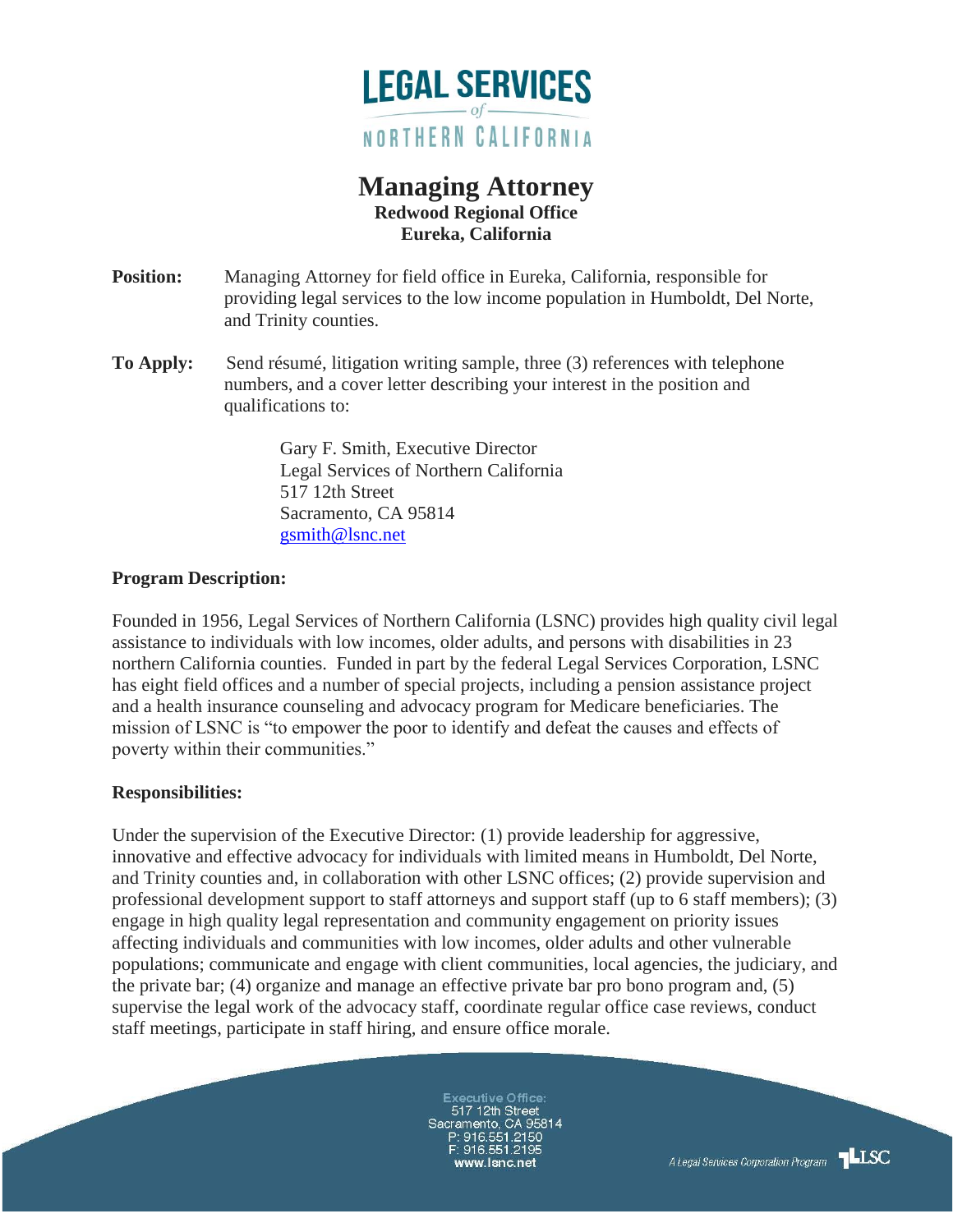# LEGAL SERVICES of NORTHERN CALIFORNIA

## Managing Attorney
**Redwood Regional Office**
**Eureka, California**

**Position:** Managing Attorney for field office in Eureka, California, responsible for providing legal services to the low income population in Humboldt, Del Norte, and Trinity counties.

**To Apply:** Send résumé, litigation writing sample, three (3) references with telephone numbers, and a cover letter describing your interest in the position and qualifications to:

> Gary F. Smith, Executive Director
> Legal Services of Northern California
> 517 12th Street
> Sacramento, CA 95814
> gsmith@lsnc.net

**Program Description:**

Founded in 1956, Legal Services of Northern California (LSNC) provides high quality civil legal assistance to individuals with low incomes, older adults, and persons with disabilities in 23 northern California counties. Funded in part by the federal Legal Services Corporation, LSNC has eight field offices and a number of special projects, including a pension assistance project and a health insurance counseling and advocacy program for Medicare beneficiaries. The mission of LSNC is "to empower the poor to identify and defeat the causes and effects of poverty within their communities."

**Responsibilities:**

Under the supervision of the Executive Director: (1) provide leadership for aggressive, innovative and effective advocacy for individuals with limited means in Humboldt, Del Norte, and Trinity counties and, in collaboration with other LSNC offices; (2) provide supervision and professional development support to staff attorneys and support staff (up to 6 staff members); (3) engage in high quality legal representation and community engagement on priority issues affecting individuals and communities with low incomes, older adults and other vulnerable populations; communicate and engage with client communities, local agencies, the judiciary, and the private bar; (4) organize and manage an effective private bar pro bono program and, (5) supervise the legal work of the advocacy staff, coordinate regular office case reviews, conduct staff meetings, participate in staff hiring, and ensure office morale.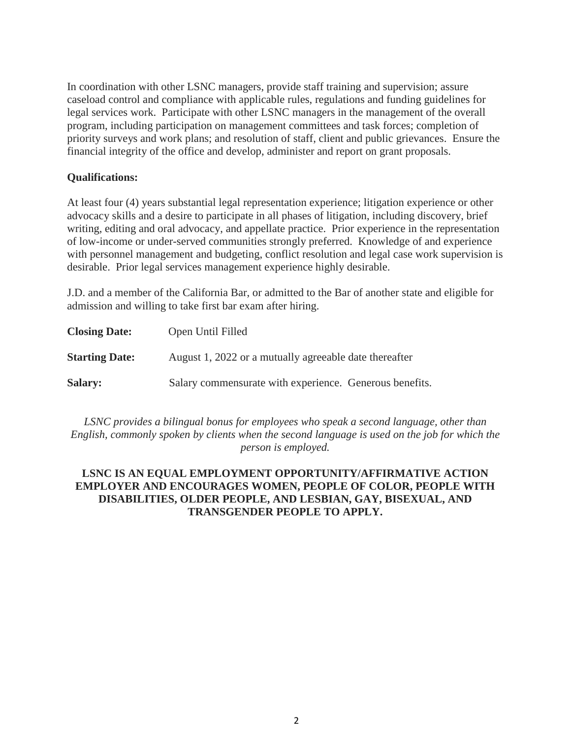In coordination with other LSNC managers, provide staff training and supervision; assure caseload control and compliance with applicable rules, regulations and funding guidelines for legal services work. Participate with other LSNC managers in the management of the overall program, including participation on management committees and task forces; completion of priority surveys and work plans; and resolution of staff, client and public grievances. Ensure the financial integrity of the office and develop, administer and report on grant proposals.

**Qualifications:**

At least four (4) years substantial legal representation experience; litigation experience or other advocacy skills and a desire to participate in all phases of litigation, including discovery, brief writing, editing and oral advocacy, and appellate practice. Prior experience in the representation of low-income or under-served communities strongly preferred. Knowledge of and experience with personnel management and budgeting, conflict resolution and legal case work supervision is desirable. Prior legal services management experience highly desirable.

J.D. and a member of the California Bar, or admitted to the Bar of another state and eligible for admission and willing to take first bar exam after hiring.

**Closing Date:** Open Until Filled

**Starting Date:** August 1, 2022 or a mutually agreeable date thereafter

**Salary:** Salary commensurate with experience. Generous benefits.

*LSNC provides a bilingual bonus for employees who speak a second language, other than English, commonly spoken by clients when the second language is used on the job for which the person is employed.*

**LSNC IS AN EQUAL EMPLOYMENT OPPORTUNITY/AFFIRMATIVE ACTION EMPLOYER AND ENCOURAGES WOMEN, PEOPLE OF COLOR, PEOPLE WITH DISABILITIES, OLDER PEOPLE, AND LESBIAN, GAY, BISEXUAL, AND TRANSGENDER PEOPLE TO APPLY.**